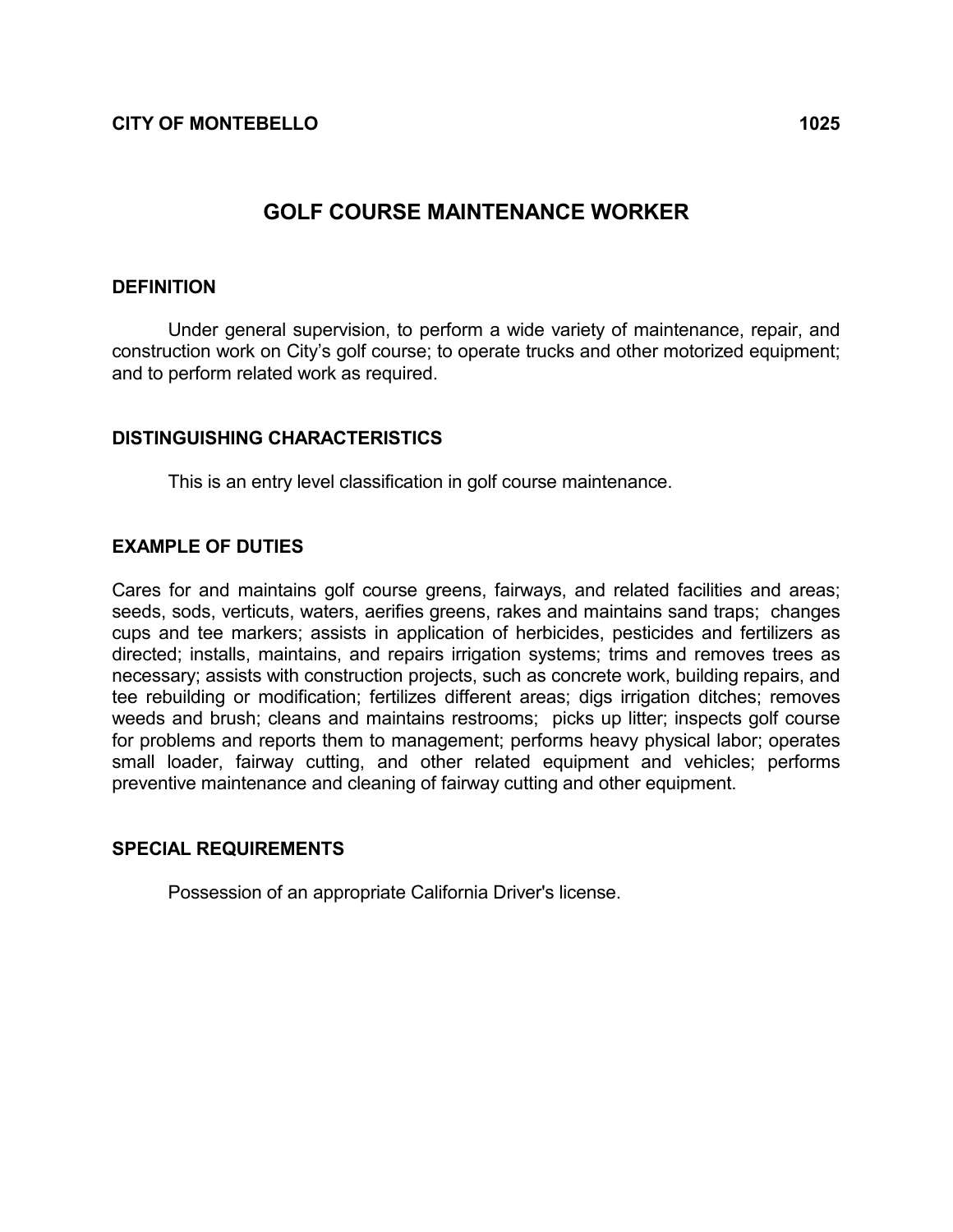**CITY OF MONTEBELLO** **1025**

# GOLF COURSE MAINTENANCE WORKER

## DEFINITION

Under general supervision, to perform a wide variety of maintenance, repair, and construction work on City's golf course; to operate trucks and other motorized equipment; and to perform related work as required.

## DISTINGUISHING CHARACTERISTICS

This is an entry level classification in golf course maintenance.

## EXAMPLE OF DUTIES

Cares for and maintains golf course greens, fairways, and related facilities and areas; seeds, sods, verticuts, waters, aerifies greens, rakes and maintains sand traps; changes cups and tee markers; assists in application of herbicides, pesticides and fertilizers as directed; installs, maintains, and repairs irrigation systems; trims and removes trees as necessary; assists with construction projects, such as concrete work, building repairs, and tee rebuilding or modification; fertilizes different areas; digs irrigation ditches; removes weeds and brush; cleans and maintains restrooms; picks up litter; inspects golf course for problems and reports them to management; performs heavy physical labor; operates small loader, fairway cutting, and other related equipment and vehicles; performs preventive maintenance and cleaning of fairway cutting and other equipment.

## SPECIAL REQUIREMENTS

Possession of an appropriate California Driver's license.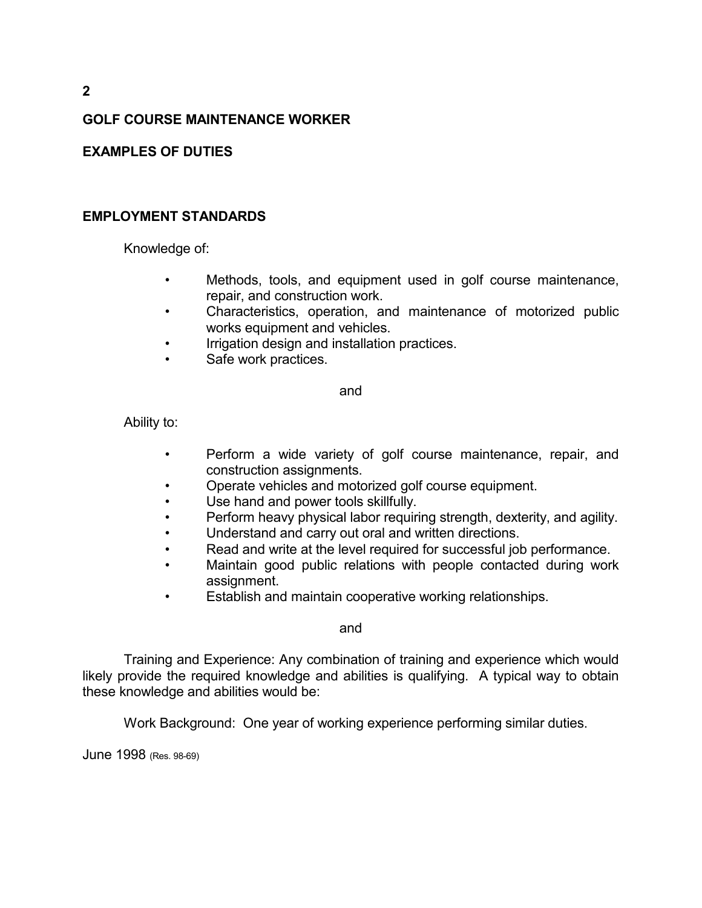## GOLF COURSE MAINTENANCE WORKER

## EXAMPLES OF DUTIES

## EMPLOYMENT STANDARDS

Knowledge of:

- Methods, tools, and equipment used in golf course maintenance, repair, and construction work.
- Characteristics, operation, and maintenance of motorized public works equipment and vehicles.
- Irrigation design and installation practices.
- Safe work practices.

and

Ability to:

- Perform a wide variety of golf course maintenance, repair, and construction assignments.
- Operate vehicles and motorized golf course equipment.
- Use hand and power tools skillfully.
- Perform heavy physical labor requiring strength, dexterity, and agility.
- Understand and carry out oral and written directions.
- Read and write at the level required for successful job performance.
- Maintain good public relations with people contacted during work assignment.
- Establish and maintain cooperative working relationships.

and

Training and Experience: Any combination of training and experience which would likely provide the required knowledge and abilities is qualifying. A typical way to obtain these knowledge and abilities would be:

Work Background: One year of working experience performing similar duties.

June 1998 (Res. 98-69)